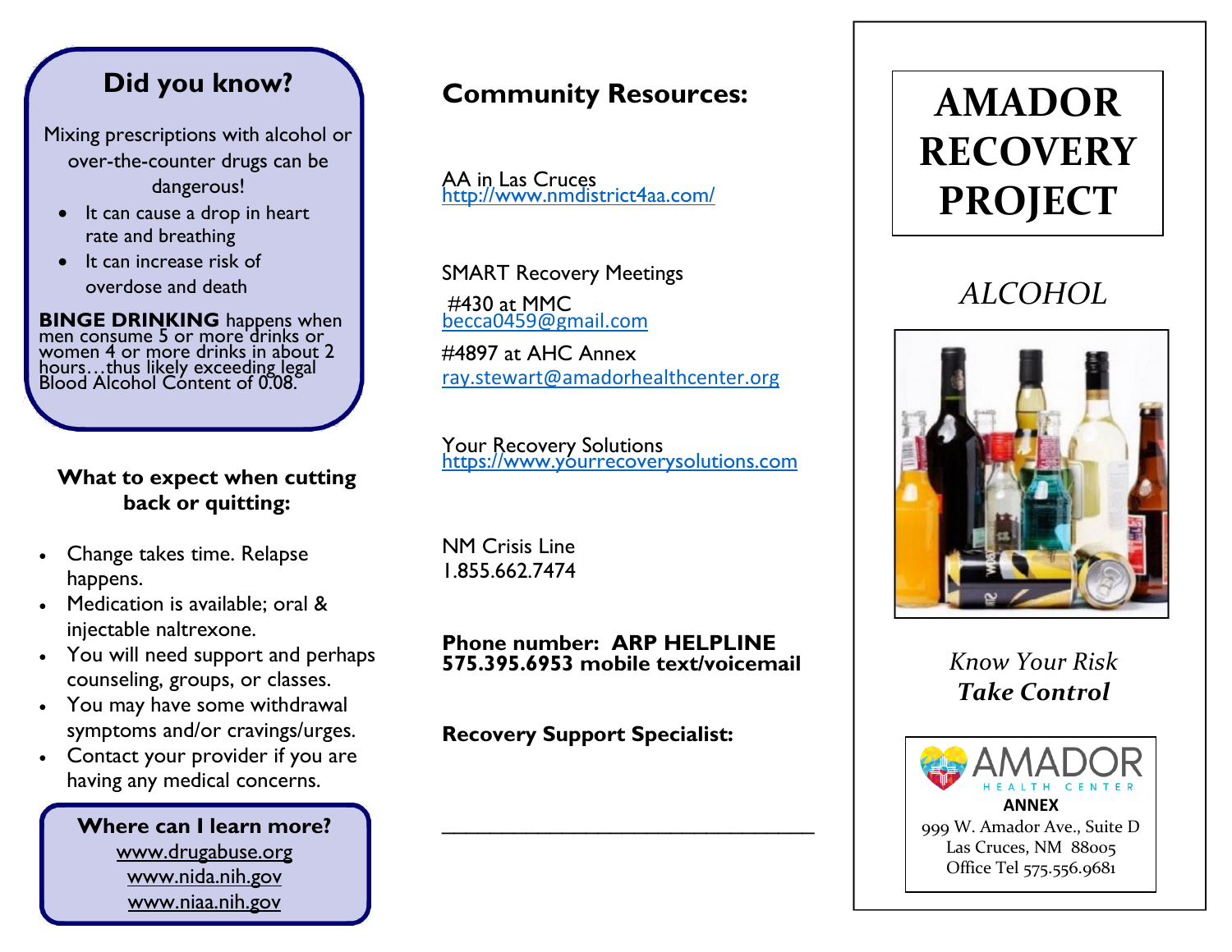## Did you know?

Mixing prescriptions with alcohol or over-the-counter drugs can be dangerous!

- It can cause a drop in heart rate and breathing
- It can increase risk of overdose and death

**BINGE DRINKING** happens when men consume 5 or more drinks or women 4 or more drinks in about 2 hours…thus likely exceeding legal Blood Alcohol Content of 0.08.

### What to expect when cutting back or quitting:

- Change takes time. Relapse happens.
- Medication is available; oral & injectable naltrexone.
- You will need support and perhaps counseling, groups, or classes.
- You may have some withdrawal symptoms and/or cravings/urges.
- Contact your provider if you are having any medical concerns.

### Where can I learn more?

www.drugabuse.org
www.nida.nih.gov
www.niaa.nih.gov

## Community Resources:

AA in Las Cruces
http://www.nmdistrict4aa.com/

SMART Recovery Meetings
#430 at MMC
becca0459@gmail.com

#4897 at AHC Annex
ray.stewart@amadorhealthcenter.org

Your Recovery Solutions
https://www.yourrecoverysolutions.com

NM Crisis Line
1.855.662.7474

**Phone number: ARP HELPLINE**
**575.395.6953 mobile text/voicemail**

**Recovery Support Specialist:**

___________________________________

# AMADOR RECOVERY PROJECT

*ALCOHOL*

*Know Your Risk*
***Take Control***

AMADOR
HEALTH CENTER
**ANNEX**
999 W. Amador Ave., Suite D
Las Cruces, NM 88005
Office Tel 575.556.9681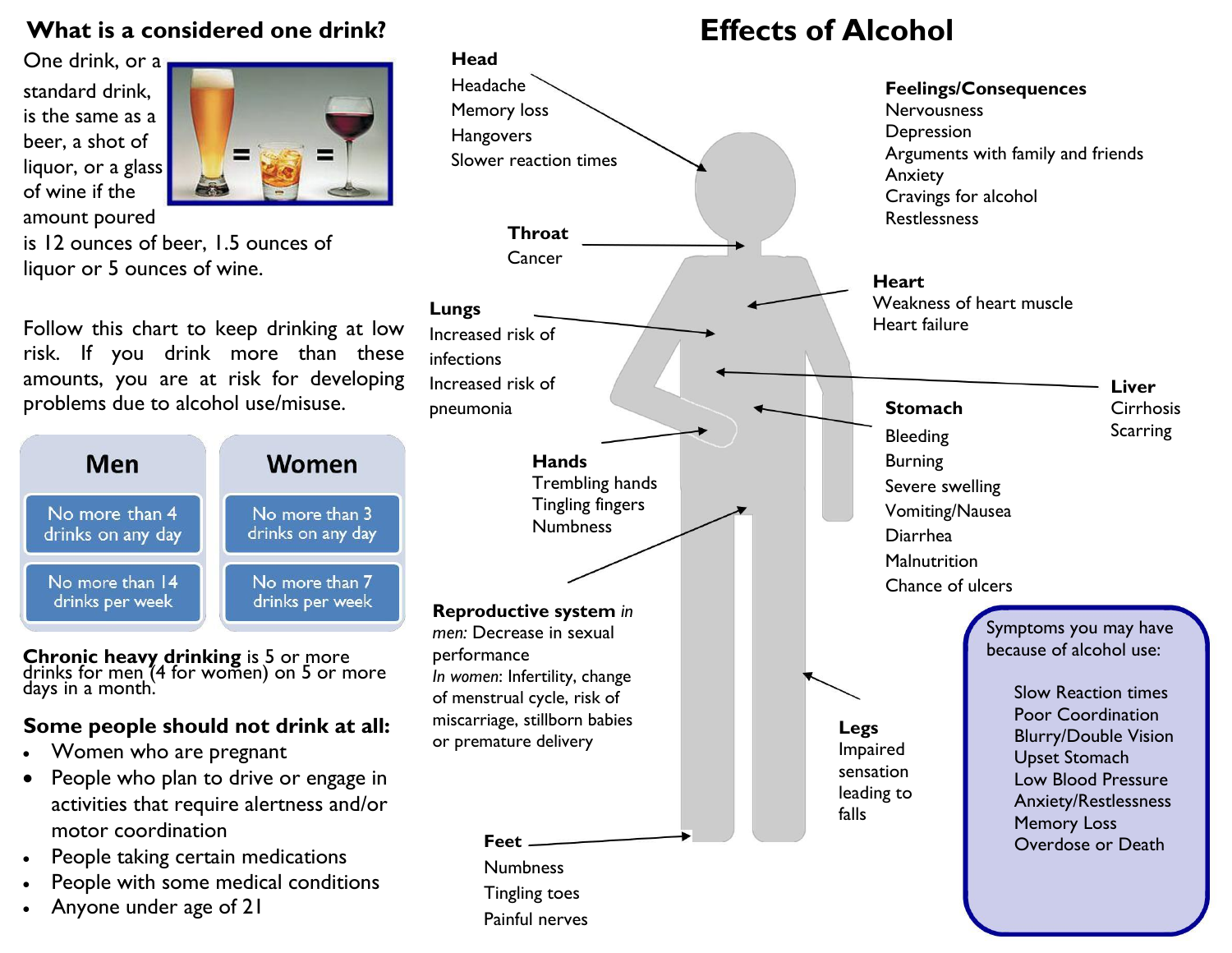## What is a considered one drink?

One drink, or a standard drink, is the same as a beer, a shot of liquor, or a glass of wine if the amount poured is 12 ounces of beer, 1.5 ounces of liquor or 5 ounces of wine.

Follow this chart to keep drinking at low risk. If you drink more than these amounts, you are at risk for developing problems due to alcohol use/misuse.

| Men | Women |
|---|---|
| No more than 4 drinks on any day | No more than 3 drinks on any day |
| No more than 14 drinks per week | No more than 7 drinks per week |

**Chronic heavy drinking** is 5 or more drinks for men (4 for women) on 5 or more days in a month.

### Some people should not drink at all:

- Women who are pregnant
- People who plan to drive or engage in activities that require alertness and/or motor coordination
- People taking certain medications
- People with some medical conditions
- Anyone under age of 21

# Effects of Alcohol

**Head**
Headache
Memory loss
Hangovers
Slower reaction times

**Feelings/Consequences**
Nervousness
Depression
Arguments with family and friends
Anxiety
Cravings for alcohol
Restlessness

**Throat**
Cancer

**Heart**
Weakness of heart muscle
Heart failure

**Lungs**
Increased risk of infections
Increased risk of pneumonia

**Liver**
Cirrhosis
Scarring

**Stomach**
Bleeding
Burning
Severe swelling
Vomiting/Nausea
Diarrhea
Malnutrition
Chance of ulcers

**Hands**
Trembling hands
Tingling fingers
Numbness

**Reproductive system** *in men:* Decrease in sexual performance
*In women*: Infertility, change of menstrual cycle, risk of miscarriage, stillborn babies or premature delivery

**Legs**
Impaired sensation leading to falls

**Feet**
Numbness
Tingling toes
Painful nerves

Symptoms you may have because of alcohol use:

- Slow Reaction times
- Poor Coordination
- Blurry/Double Vision
- Upset Stomach
- Low Blood Pressure
- Anxiety/Restlessness
- Memory Loss
- Overdose or Death